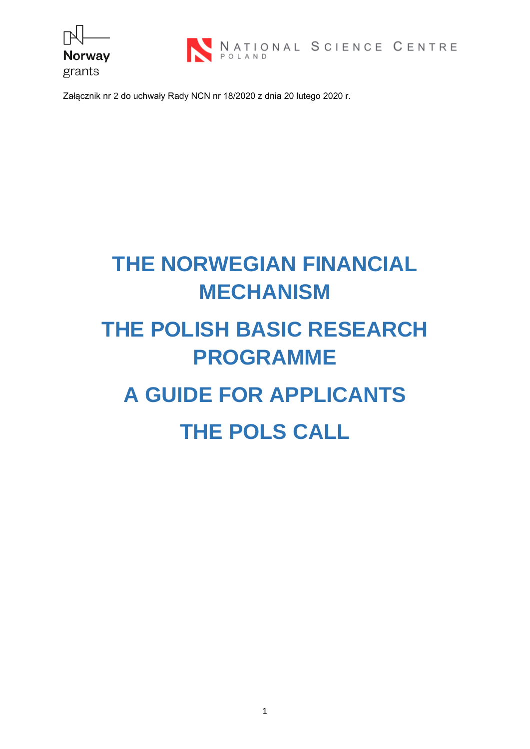Załącznik nr 2 do uchwały Rady NCN nr 18/2020 z dnia 20 lutego 2020 r.

# THE NORWEGIAN FINANCIAL MECHANISM

# THE POLISH BASIC RESEARCH PROGRAMME

# A GUIDE FOR APPLICANTS

# THE POLS CALL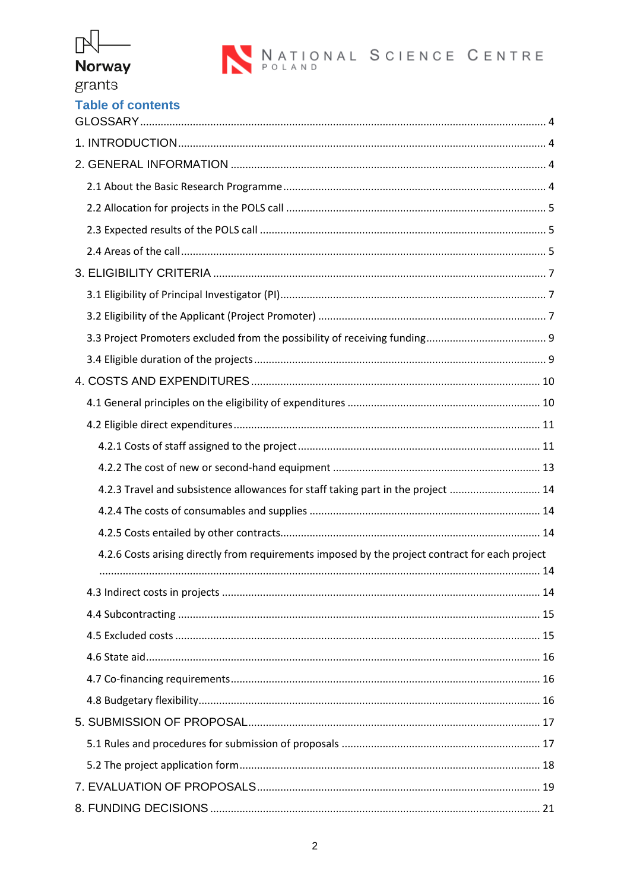## Table of contents

GLOSSARY ..... 4

1. INTRODUCTION ..... 4

2. GENERAL INFORMATION ..... 4

 2.1 About the Basic Research Programme ..... 4

 2.2 Allocation for projects in the POLS call ..... 5

 2.3 Expected results of the POLS call ..... 5

 2.4 Areas of the call ..... 5

3. ELIGIBILITY CRITERIA ..... 7

 3.1 Eligibility of Principal Investigator (PI) ..... 7

 3.2 Eligibility of the Applicant (Project Promoter) ..... 7

 3.3 Project Promoters excluded from the possibility of receiving funding ..... 9

 3.4 Eligible duration of the projects ..... 9

4. COSTS AND EXPENDITURES ..... 10

 4.1 General principles on the eligibility of expenditures ..... 10

 4.2 Eligible direct expenditures ..... 11

  4.2.1 Costs of staff assigned to the project ..... 11

  4.2.2 The cost of new or second-hand equipment ..... 13

  4.2.3 Travel and subsistence allowances for staff taking part in the project ..... 14

  4.2.4 The costs of consumables and supplies ..... 14

  4.2.5 Costs entailed by other contracts ..... 14

  4.2.6 Costs arising directly from requirements imposed by the project contract for each project ..... 14

 4.3 Indirect costs in projects ..... 14

 4.4 Subcontracting ..... 15

 4.5 Excluded costs ..... 15

 4.6 State aid ..... 16

 4.7 Co-financing requirements ..... 16

 4.8 Budgetary flexibility ..... 16

5. SUBMISSION OF PROPOSAL ..... 17

 5.1 Rules and procedures for submission of proposals ..... 17

 5.2 The project application form ..... 18

7. EVALUATION OF PROPOSALS ..... 19

8. FUNDING DECISIONS ..... 21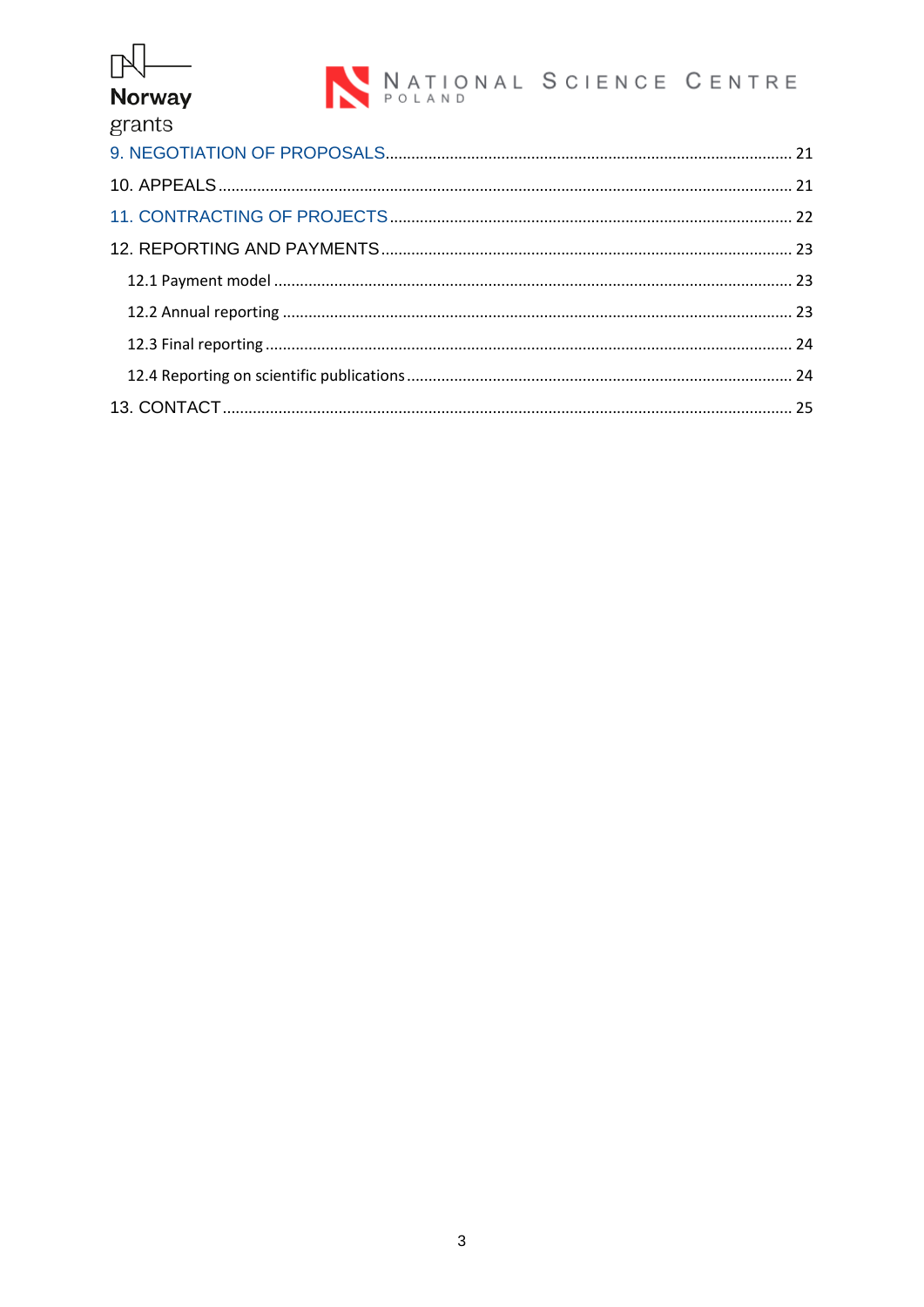9. NEGOTIATION OF PROPOSALS ........ 21

10. APPEALS ........ 21

11. CONTRACTING OF PROJECTS ........ 22

12. REPORTING AND PAYMENTS ........ 23

- 12.1 Payment model ........ 23
- 12.2 Annual reporting ........ 23
- 12.3 Final reporting ........ 24
- 12.4 Reporting on scientific publications ........ 24

13. CONTACT ........ 25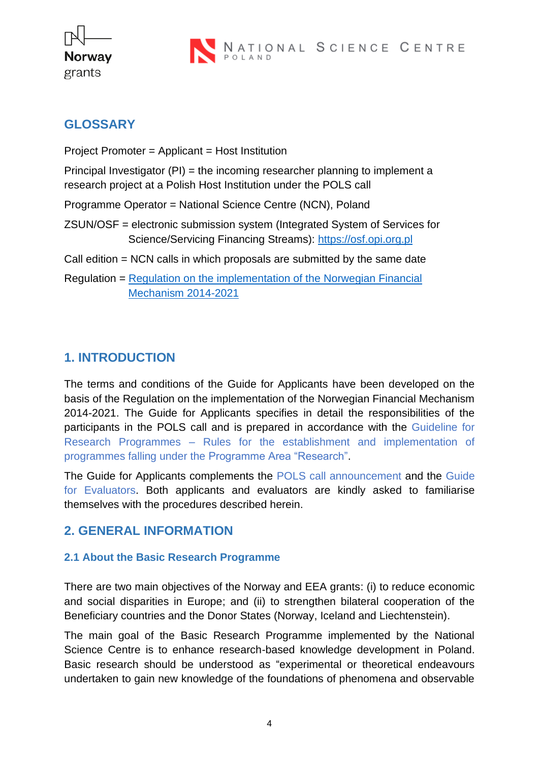## GLOSSARY

Project Promoter = Applicant = Host Institution

Principal Investigator (PI) = the incoming researcher planning to implement a research project at a Polish Host Institution under the POLS call

Programme Operator = National Science Centre (NCN), Poland

ZSUN/OSF = electronic submission system (Integrated System of Services for Science/Servicing Financing Streams): [https://osf.opi.org.pl](https://osf.opi.org.pl)

Call edition = NCN calls in which proposals are submitted by the same date

Regulation = Regulation on the implementation of the Norwegian Financial Mechanism 2014-2021

## 1. INTRODUCTION

The terms and conditions of the Guide for Applicants have been developed on the basis of the Regulation on the implementation of the Norwegian Financial Mechanism 2014-2021. The Guide for Applicants specifies in detail the responsibilities of the participants in the POLS call and is prepared in accordance with the Guideline for Research Programmes – Rules for the establishment and implementation of programmes falling under the Programme Area "Research".

The Guide for Applicants complements the POLS call announcement and the Guide for Evaluators. Both applicants and evaluators are kindly asked to familiarise themselves with the procedures described herein.

## 2. GENERAL INFORMATION

### 2.1 About the Basic Research Programme

There are two main objectives of the Norway and EEA grants: (i) to reduce economic and social disparities in Europe; and (ii) to strengthen bilateral cooperation of the Beneficiary countries and the Donor States (Norway, Iceland and Liechtenstein).

The main goal of the Basic Research Programme implemented by the National Science Centre is to enhance research-based knowledge development in Poland. Basic research should be understood as "experimental or theoretical endeavours undertaken to gain new knowledge of the foundations of phenomena and observable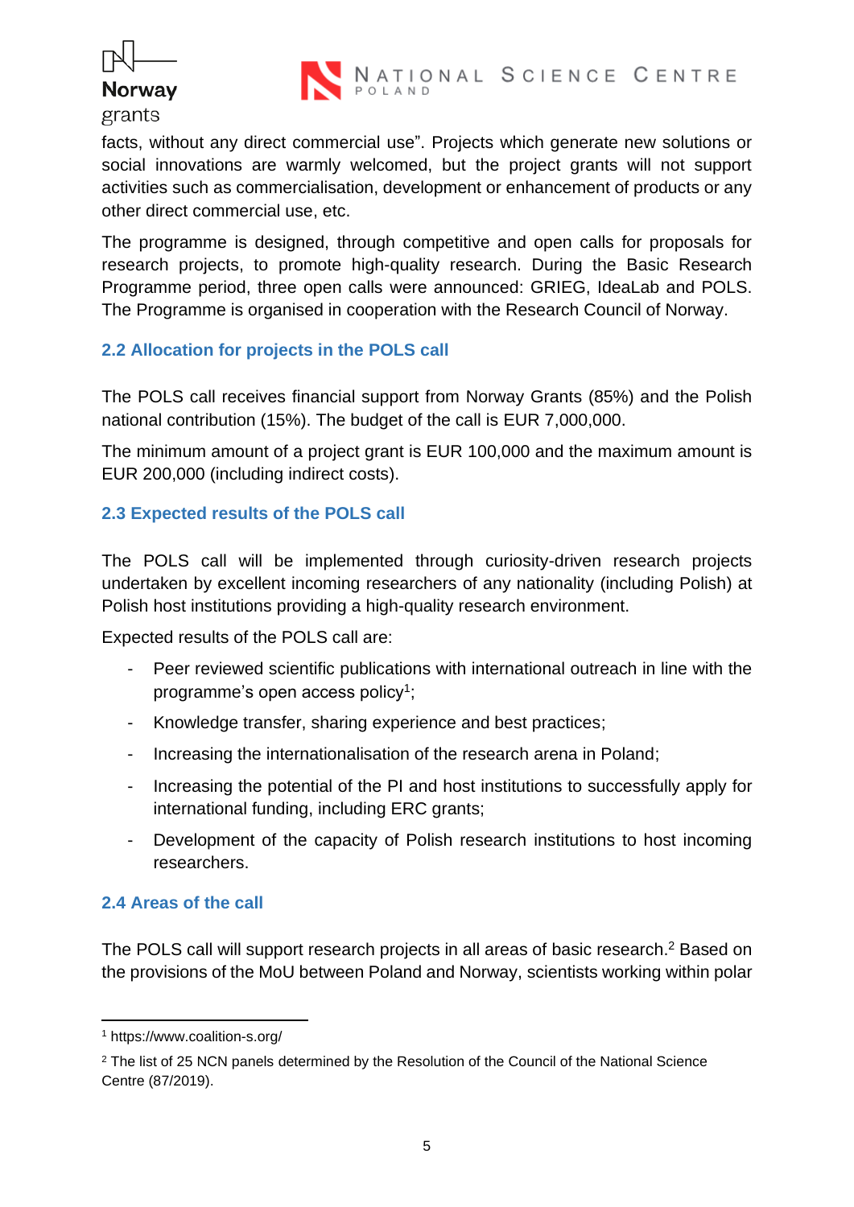facts, without any direct commercial use". Projects which generate new solutions or social innovations are warmly welcomed, but the project grants will not support activities such as commercialisation, development or enhancement of products or any other direct commercial use, etc.

The programme is designed, through competitive and open calls for proposals for research projects, to promote high-quality research. During the Basic Research Programme period, three open calls were announced: GRIEG, IdeaLab and POLS. The Programme is organised in cooperation with the Research Council of Norway.

### 2.2 Allocation for projects in the POLS call

The POLS call receives financial support from Norway Grants (85%) and the Polish national contribution (15%). The budget of the call is EUR 7,000,000.

The minimum amount of a project grant is EUR 100,000 and the maximum amount is EUR 200,000 (including indirect costs).

### 2.3 Expected results of the POLS call

The POLS call will be implemented through curiosity-driven research projects undertaken by excellent incoming researchers of any nationality (including Polish) at Polish host institutions providing a high-quality research environment.

Expected results of the POLS call are:

- Peer reviewed scientific publications with international outreach in line with the programme's open access policy[1];
- Knowledge transfer, sharing experience and best practices;
- Increasing the internationalisation of the research arena in Poland;
- Increasing the potential of the PI and host institutions to successfully apply for international funding, including ERC grants;
- Development of the capacity of Polish research institutions to host incoming researchers.

### 2.4 Areas of the call

The POLS call will support research projects in all areas of basic research.[2] Based on the provisions of the MoU between Poland and Norway, scientists working within polar

---

[1] https://www.coalition-s.org/

[2] The list of 25 NCN panels determined by the Resolution of the Council of the National Science Centre (87/2019).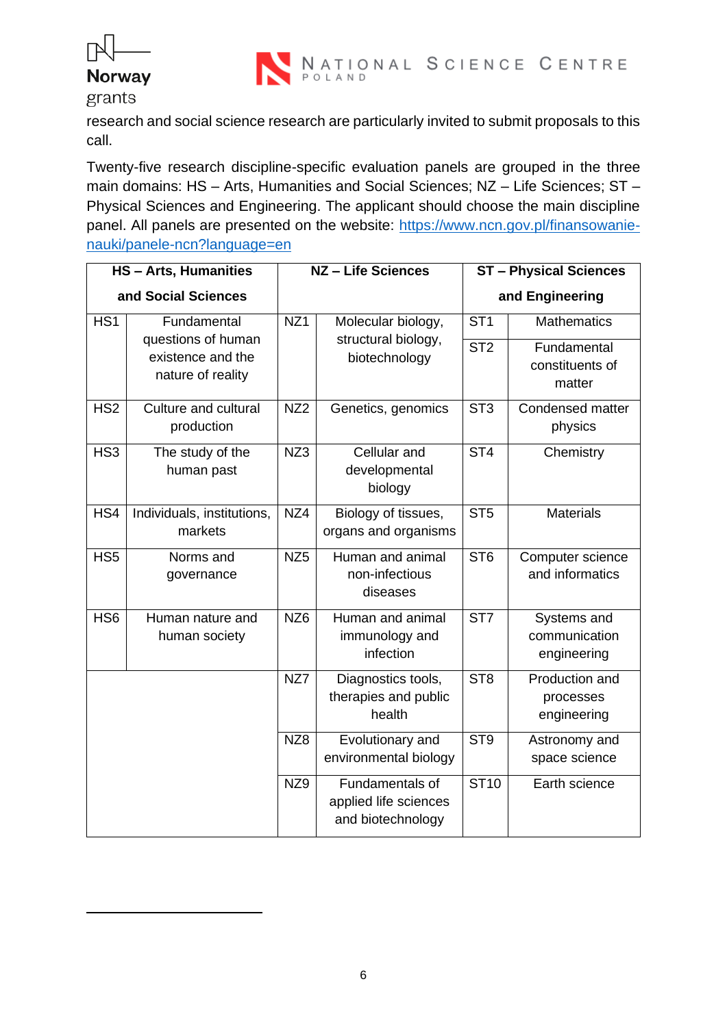research and social science research are particularly invited to submit proposals to this call.

Twenty-five research discipline-specific evaluation panels are grouped in the three main domains: HS – Arts, Humanities and Social Sciences; NZ – Life Sciences; ST – Physical Sciences and Engineering. The applicant should choose the main discipline panel. All panels are presented on the website: [https://www.ncn.gov.pl/finansowanie-nauki/panele-ncn?language=en](https://www.ncn.gov.pl/finansowanie-nauki/panele-ncn?language=en)

| **HS – Arts, Humanities and Social Sciences** | | **NZ – Life Sciences** | | **ST – Physical Sciences and Engineering** | |
|---|---|---|---|---|---|
| HS1 | Fundamental questions of human existence and the nature of reality | NZ1 | Molecular biology, structural biology, biotechnology | ST1 | Mathematics |
| | | | | ST2 | Fundamental constituents of matter |
| HS2 | Culture and cultural production | NZ2 | Genetics, genomics | ST3 | Condensed matter physics |
| HS3 | The study of the human past | NZ3 | Cellular and developmental biology | ST4 | Chemistry |
| HS4 | Individuals, institutions, markets | NZ4 | Biology of tissues, organs and organisms | ST5 | Materials |
| HS5 | Norms and governance | NZ5 | Human and animal non-infectious diseases | ST6 | Computer science and informatics |
| HS6 | Human nature and human society | NZ6 | Human and animal immunology and infection | ST7 | Systems and communication engineering |
| | | NZ7 | Diagnostics tools, therapies and public health | ST8 | Production and processes engineering |
| | | NZ8 | Evolutionary and environmental biology | ST9 | Astronomy and space science |
| | | NZ9 | Fundamentals of applied life sciences and biotechnology | ST10 | Earth science |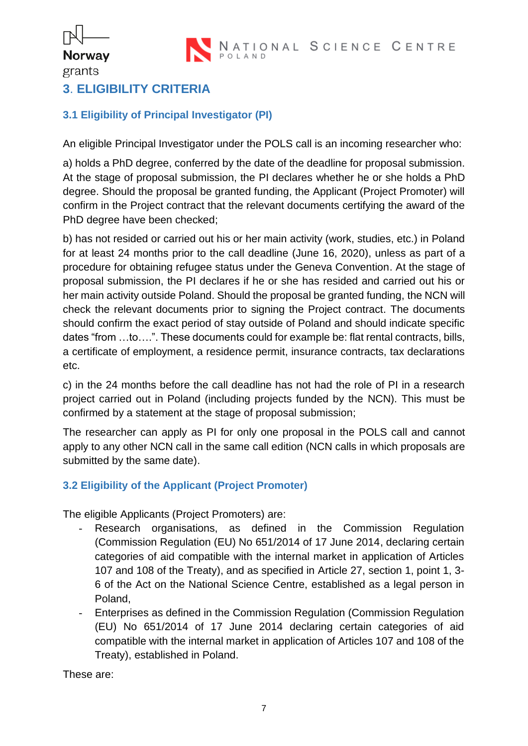## 3. ELIGIBILITY CRITERIA

### 3.1 Eligibility of Principal Investigator (PI)

An eligible Principal Investigator under the POLS call is an incoming researcher who:

a) holds a PhD degree, conferred by the date of the deadline for proposal submission. At the stage of proposal submission, the PI declares whether he or she holds a PhD degree. Should the proposal be granted funding, the Applicant (Project Promoter) will confirm in the Project contract that the relevant documents certifying the award of the PhD degree have been checked;

b) has not resided or carried out his or her main activity (work, studies, etc.) in Poland for at least 24 months prior to the call deadline (June 16, 2020), unless as part of a procedure for obtaining refugee status under the Geneva Convention. At the stage of proposal submission, the PI declares if he or she has resided and carried out his or her main activity outside Poland. Should the proposal be granted funding, the NCN will check the relevant documents prior to signing the Project contract. The documents should confirm the exact period of stay outside of Poland and should indicate specific dates "from …to….". These documents could for example be: flat rental contracts, bills, a certificate of employment, a residence permit, insurance contracts, tax declarations etc.

c) in the 24 months before the call deadline has not had the role of PI in a research project carried out in Poland (including projects funded by the NCN). This must be confirmed by a statement at the stage of proposal submission;

The researcher can apply as PI for only one proposal in the POLS call and cannot apply to any other NCN call in the same call edition (NCN calls in which proposals are submitted by the same date).

### 3.2 Eligibility of the Applicant (Project Promoter)

The eligible Applicants (Project Promoters) are:

- Research organisations, as defined in the Commission Regulation (Commission Regulation (EU) No 651/2014 of 17 June 2014, declaring certain categories of aid compatible with the internal market in application of Articles 107 and 108 of the Treaty), and as specified in Article 27, section 1, point 1, 3-6 of the Act on the National Science Centre, established as a legal person in Poland,
- Enterprises as defined in the Commission Regulation (Commission Regulation (EU) No 651/2014 of 17 June 2014 declaring certain categories of aid compatible with the internal market in application of Articles 107 and 108 of the Treaty), established in Poland.

These are: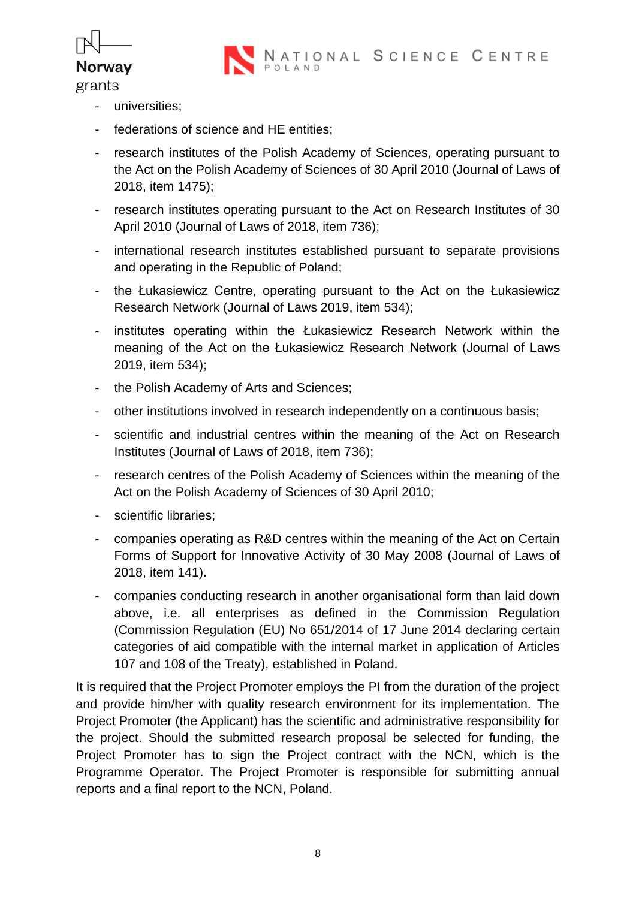- universities;
- federations of science and HE entities;
- research institutes of the Polish Academy of Sciences, operating pursuant to the Act on the Polish Academy of Sciences of 30 April 2010 (Journal of Laws of 2018, item 1475);
- research institutes operating pursuant to the Act on Research Institutes of 30 April 2010 (Journal of Laws of 2018, item 736);
- international research institutes established pursuant to separate provisions and operating in the Republic of Poland;
- the Łukasiewicz Centre, operating pursuant to the Act on the Łukasiewicz Research Network (Journal of Laws 2019, item 534);
- institutes operating within the Łukasiewicz Research Network within the meaning of the Act on the Łukasiewicz Research Network (Journal of Laws 2019, item 534);
- the Polish Academy of Arts and Sciences;
- other institutions involved in research independently on a continuous basis;
- scientific and industrial centres within the meaning of the Act on Research Institutes (Journal of Laws of 2018, item 736);
- research centres of the Polish Academy of Sciences within the meaning of the Act on the Polish Academy of Sciences of 30 April 2010;
- scientific libraries;
- companies operating as R&D centres within the meaning of the Act on Certain Forms of Support for Innovative Activity of 30 May 2008 (Journal of Laws of 2018, item 141).
- companies conducting research in another organisational form than laid down above, i.e. all enterprises as defined in the Commission Regulation (Commission Regulation (EU) No 651/2014 of 17 June 2014 declaring certain categories of aid compatible with the internal market in application of Articles 107 and 108 of the Treaty), established in Poland.

It is required that the Project Promoter employs the PI from the duration of the project and provide him/her with quality research environment for its implementation. The Project Promoter (the Applicant) has the scientific and administrative responsibility for the project. Should the submitted research proposal be selected for funding, the Project Promoter has to sign the Project contract with the NCN, which is the Programme Operator. The Project Promoter is responsible for submitting annual reports and a final report to the NCN, Poland.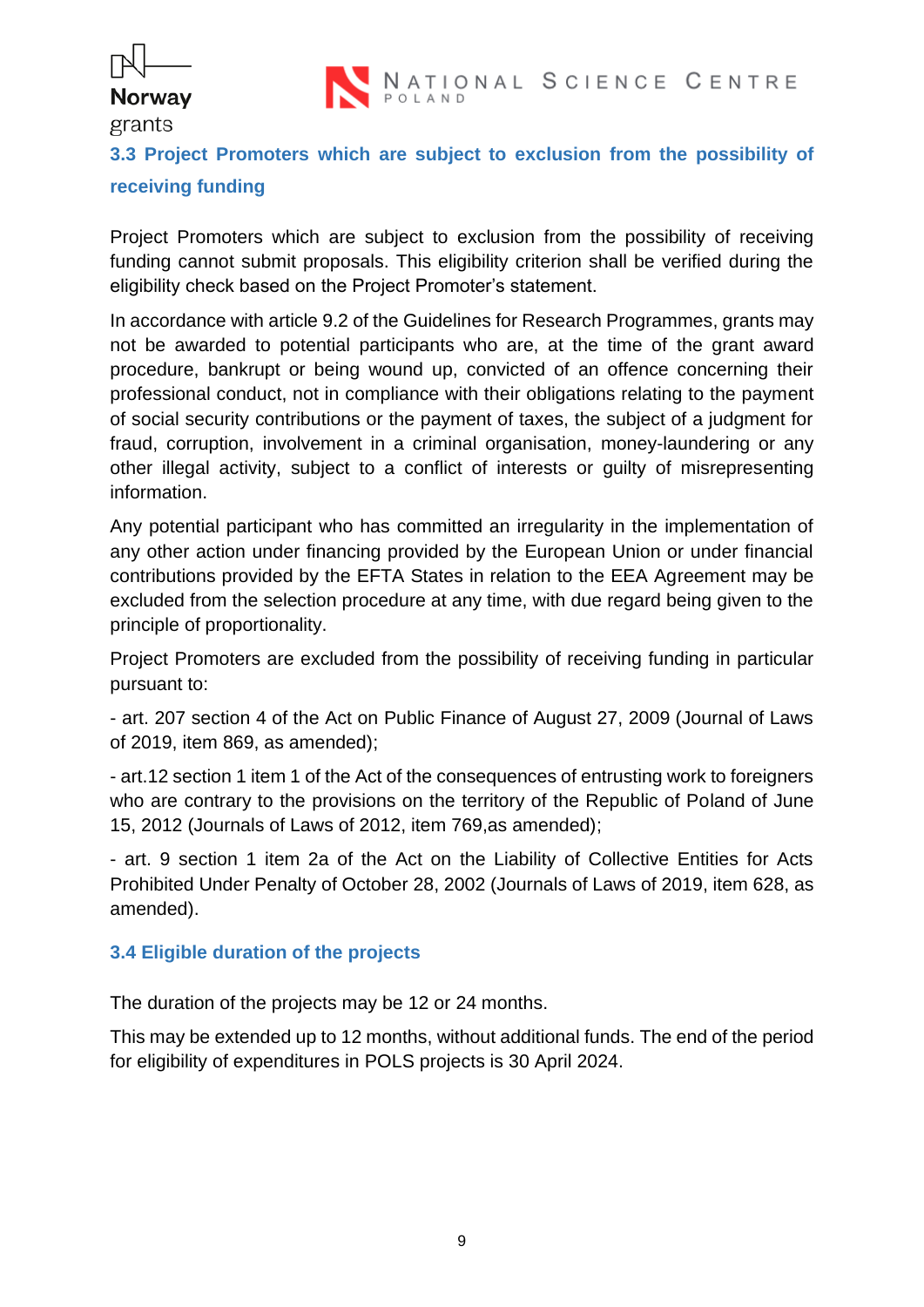### 3.3 Project Promoters which are subject to exclusion from the possibility of receiving funding

Project Promoters which are subject to exclusion from the possibility of receiving funding cannot submit proposals. This eligibility criterion shall be verified during the eligibility check based on the Project Promoter's statement.

In accordance with article 9.2 of the Guidelines for Research Programmes, grants may not be awarded to potential participants who are, at the time of the grant award procedure, bankrupt or being wound up, convicted of an offence concerning their professional conduct, not in compliance with their obligations relating to the payment of social security contributions or the payment of taxes, the subject of a judgment for fraud, corruption, involvement in a criminal organisation, money-laundering or any other illegal activity, subject to a conflict of interests or guilty of misrepresenting information.

Any potential participant who has committed an irregularity in the implementation of any other action under financing provided by the European Union or under financial contributions provided by the EFTA States in relation to the EEA Agreement may be excluded from the selection procedure at any time, with due regard being given to the principle of proportionality.

Project Promoters are excluded from the possibility of receiving funding in particular pursuant to:

- art. 207 section 4 of the Act on Public Finance of August 27, 2009 (Journal of Laws of 2019, item 869, as amended);

- art.12 section 1 item 1 of the Act of the consequences of entrusting work to foreigners who are contrary to the provisions on the territory of the Republic of Poland of June 15, 2012 (Journals of Laws of 2012, item 769,as amended);

- art. 9 section 1 item 2a of the Act on the Liability of Collective Entities for Acts Prohibited Under Penalty of October 28, 2002 (Journals of Laws of 2019, item 628, as amended).

### 3.4 Eligible duration of the projects

The duration of the projects may be 12 or 24 months.

This may be extended up to 12 months, without additional funds. The end of the period for eligibility of expenditures in POLS projects is 30 April 2024.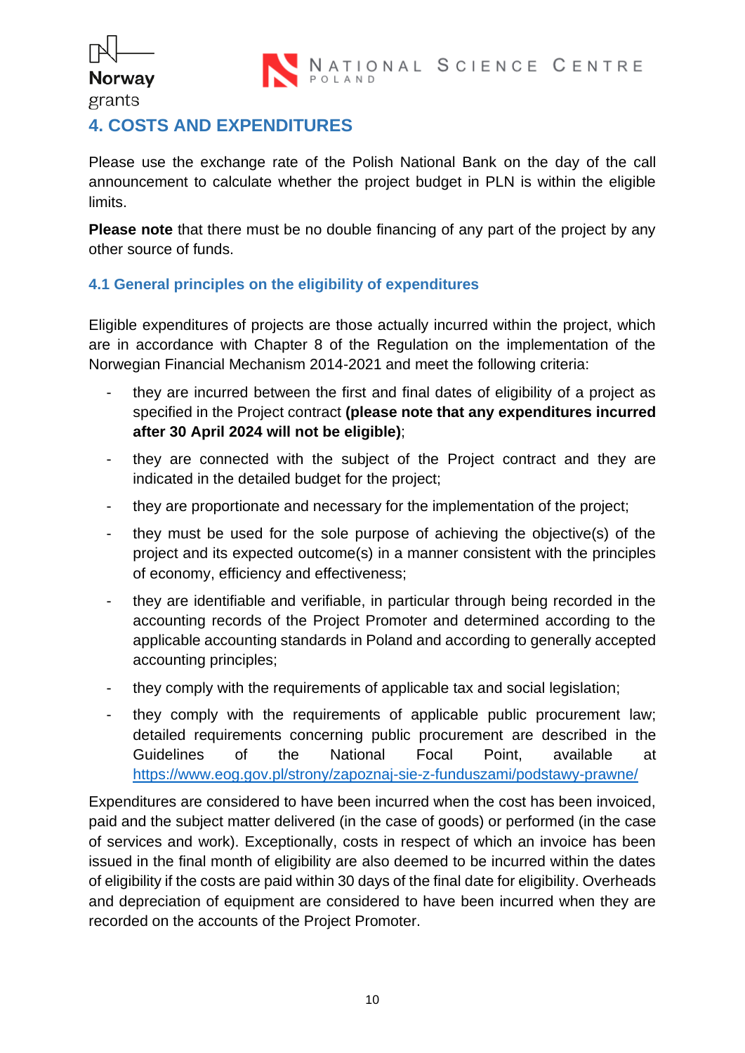## 4. COSTS AND EXPENDITURES

Please use the exchange rate of the Polish National Bank on the day of the call announcement to calculate whether the project budget in PLN is within the eligible limits.

**Please note** that there must be no double financing of any part of the project by any other source of funds.

### 4.1 General principles on the eligibility of expenditures

Eligible expenditures of projects are those actually incurred within the project, which are in accordance with Chapter 8 of the Regulation on the implementation of the Norwegian Financial Mechanism 2014-2021 and meet the following criteria:

- they are incurred between the first and final dates of eligibility of a project as specified in the Project contract **(please note that any expenditures incurred after 30 April 2024 will not be eligible)**;
- they are connected with the subject of the Project contract and they are indicated in the detailed budget for the project;
- they are proportionate and necessary for the implementation of the project;
- they must be used for the sole purpose of achieving the objective(s) of the project and its expected outcome(s) in a manner consistent with the principles of economy, efficiency and effectiveness;
- they are identifiable and verifiable, in particular through being recorded in the accounting records of the Project Promoter and determined according to the applicable accounting standards in Poland and according to generally accepted accounting principles;
- they comply with the requirements of applicable tax and social legislation;
- they comply with the requirements of applicable public procurement law; detailed requirements concerning public procurement are described in the Guidelines of the National Focal Point, available at https://www.eog.gov.pl/strony/zapoznaj-sie-z-funduszami/podstawy-prawne/

Expenditures are considered to have been incurred when the cost has been invoiced, paid and the subject matter delivered (in the case of goods) or performed (in the case of services and work). Exceptionally, costs in respect of which an invoice has been issued in the final month of eligibility are also deemed to be incurred within the dates of eligibility if the costs are paid within 30 days of the final date for eligibility. Overheads and depreciation of equipment are considered to have been incurred when they are recorded on the accounts of the Project Promoter.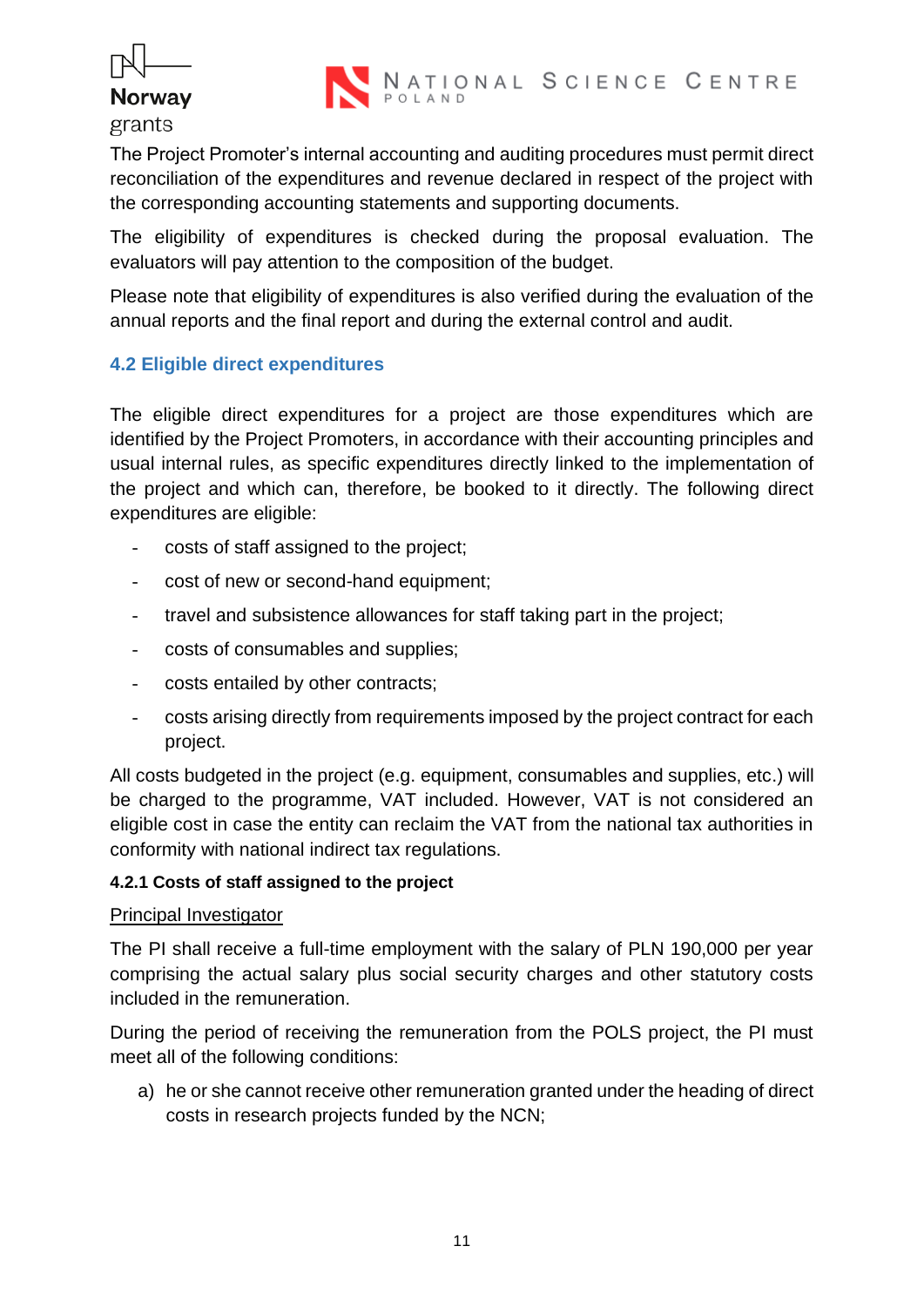The Project Promoter's internal accounting and auditing procedures must permit direct reconciliation of the expenditures and revenue declared in respect of the project with the corresponding accounting statements and supporting documents.

The eligibility of expenditures is checked during the proposal evaluation. The evaluators will pay attention to the composition of the budget.

Please note that eligibility of expenditures is also verified during the evaluation of the annual reports and the final report and during the external control and audit.

## 4.2 Eligible direct expenditures

The eligible direct expenditures for a project are those expenditures which are identified by the Project Promoters, in accordance with their accounting principles and usual internal rules, as specific expenditures directly linked to the implementation of the project and which can, therefore, be booked to it directly. The following direct expenditures are eligible:

- costs of staff assigned to the project;
- cost of new or second-hand equipment;
- travel and subsistence allowances for staff taking part in the project;
- costs of consumables and supplies;
- costs entailed by other contracts;
- costs arising directly from requirements imposed by the project contract for each project.

All costs budgeted in the project (e.g. equipment, consumables and supplies, etc.) will be charged to the programme, VAT included. However, VAT is not considered an eligible cost in case the entity can reclaim the VAT from the national tax authorities in conformity with national indirect tax regulations.

### 4.2.1 Costs of staff assigned to the project

Principal Investigator

The PI shall receive a full-time employment with the salary of PLN 190,000 per year comprising the actual salary plus social security charges and other statutory costs included in the remuneration.

During the period of receiving the remuneration from the POLS project, the PI must meet all of the following conditions:

a) he or she cannot receive other remuneration granted under the heading of direct costs in research projects funded by the NCN;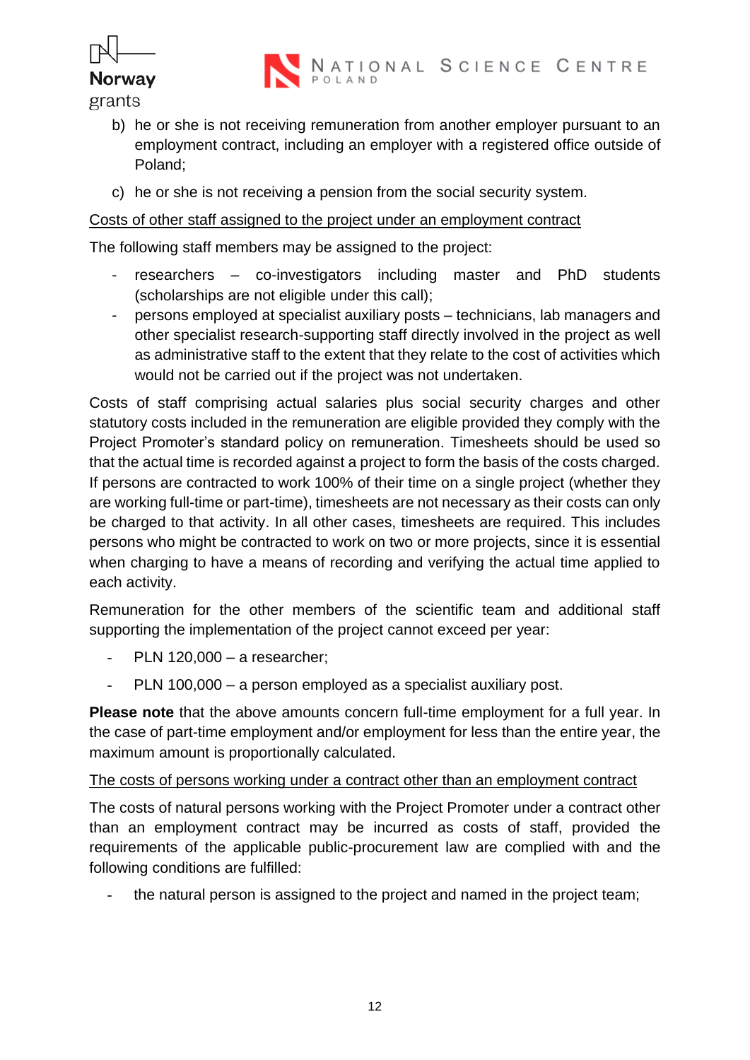b) he or she is not receiving remuneration from another employer pursuant to an employment contract, including an employer with a registered office outside of Poland;

c) he or she is not receiving a pension from the social security system.

Costs of other staff assigned to the project under an employment contract

The following staff members may be assigned to the project:

- researchers – co-investigators including master and PhD students (scholarships are not eligible under this call);
- persons employed at specialist auxiliary posts – technicians, lab managers and other specialist research-supporting staff directly involved in the project as well as administrative staff to the extent that they relate to the cost of activities which would not be carried out if the project was not undertaken.

Costs of staff comprising actual salaries plus social security charges and other statutory costs included in the remuneration are eligible provided they comply with the Project Promoter's standard policy on remuneration. Timesheets should be used so that the actual time is recorded against a project to form the basis of the costs charged. If persons are contracted to work 100% of their time on a single project (whether they are working full-time or part-time), timesheets are not necessary as their costs can only be charged to that activity. In all other cases, timesheets are required. This includes persons who might be contracted to work on two or more projects, since it is essential when charging to have a means of recording and verifying the actual time applied to each activity.

Remuneration for the other members of the scientific team and additional staff supporting the implementation of the project cannot exceed per year:

- PLN 120,000 – a researcher;
- PLN 100,000 – a person employed as a specialist auxiliary post.

**Please note** that the above amounts concern full-time employment for a full year. In the case of part-time employment and/or employment for less than the entire year, the maximum amount is proportionally calculated.

The costs of persons working under a contract other than an employment contract

The costs of natural persons working with the Project Promoter under a contract other than an employment contract may be incurred as costs of staff, provided the requirements of the applicable public-procurement law are complied with and the following conditions are fulfilled:

- the natural person is assigned to the project and named in the project team;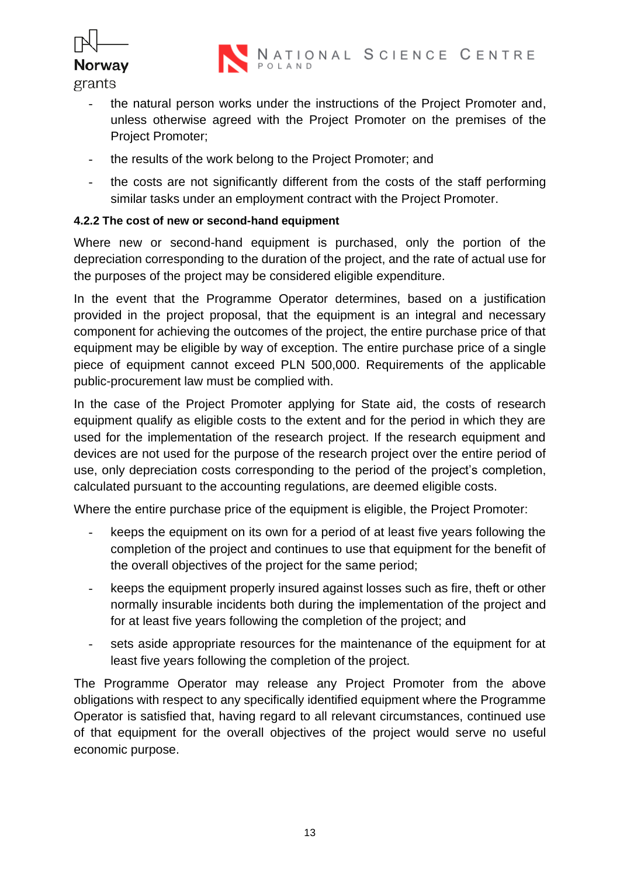- the natural person works under the instructions of the Project Promoter and, unless otherwise agreed with the Project Promoter on the premises of the Project Promoter;
- the results of the work belong to the Project Promoter; and
- the costs are not significantly different from the costs of the staff performing similar tasks under an employment contract with the Project Promoter.

#### 4.2.2 The cost of new or second-hand equipment

Where new or second-hand equipment is purchased, only the portion of the depreciation corresponding to the duration of the project, and the rate of actual use for the purposes of the project may be considered eligible expenditure.

In the event that the Programme Operator determines, based on a justification provided in the project proposal, that the equipment is an integral and necessary component for achieving the outcomes of the project, the entire purchase price of that equipment may be eligible by way of exception. The entire purchase price of a single piece of equipment cannot exceed PLN 500,000. Requirements of the applicable public-procurement law must be complied with.

In the case of the Project Promoter applying for State aid, the costs of research equipment qualify as eligible costs to the extent and for the period in which they are used for the implementation of the research project. If the research equipment and devices are not used for the purpose of the research project over the entire period of use, only depreciation costs corresponding to the period of the project's completion, calculated pursuant to the accounting regulations, are deemed eligible costs.

Where the entire purchase price of the equipment is eligible, the Project Promoter:

- keeps the equipment on its own for a period of at least five years following the completion of the project and continues to use that equipment for the benefit of the overall objectives of the project for the same period;
- keeps the equipment properly insured against losses such as fire, theft or other normally insurable incidents both during the implementation of the project and for at least five years following the completion of the project; and
- sets aside appropriate resources for the maintenance of the equipment for at least five years following the completion of the project.

The Programme Operator may release any Project Promoter from the above obligations with respect to any specifically identified equipment where the Programme Operator is satisfied that, having regard to all relevant circumstances, continued use of that equipment for the overall objectives of the project would serve no useful economic purpose.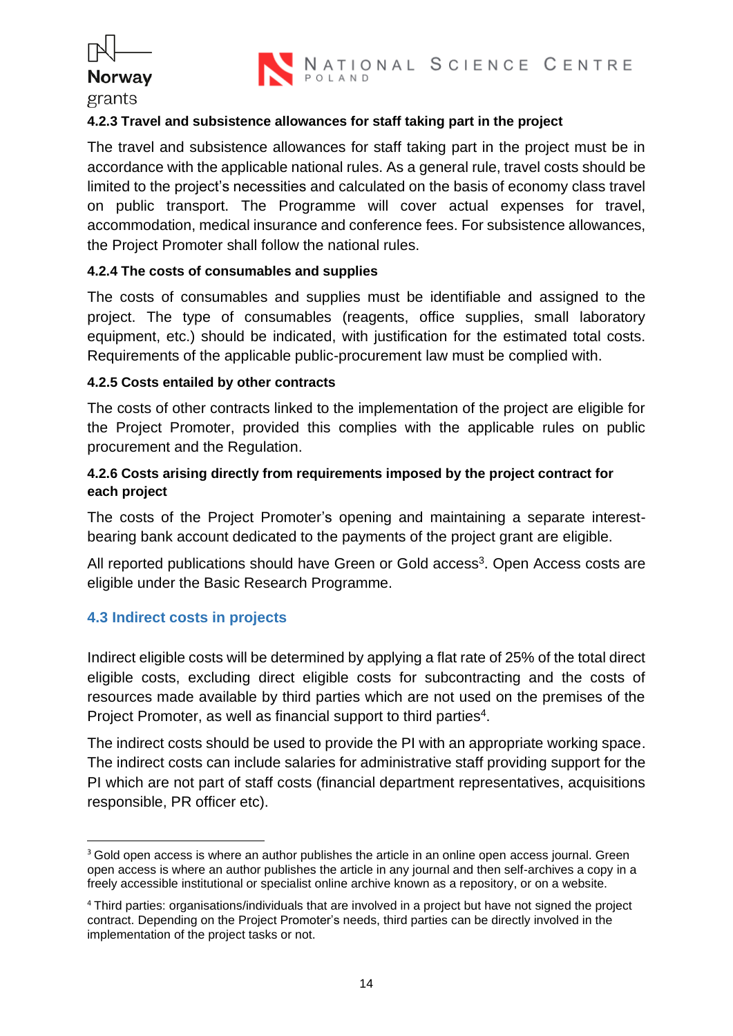#### 4.2.3 Travel and subsistence allowances for staff taking part in the project

The travel and subsistence allowances for staff taking part in the project must be in accordance with the applicable national rules. As a general rule, travel costs should be limited to the project's necessities and calculated on the basis of economy class travel on public transport. The Programme will cover actual expenses for travel, accommodation, medical insurance and conference fees. For subsistence allowances, the Project Promoter shall follow the national rules.

#### 4.2.4 The costs of consumables and supplies

The costs of consumables and supplies must be identifiable and assigned to the project. The type of consumables (reagents, office supplies, small laboratory equipment, etc.) should be indicated, with justification for the estimated total costs. Requirements of the applicable public-procurement law must be complied with.

#### 4.2.5 Costs entailed by other contracts

The costs of other contracts linked to the implementation of the project are eligible for the Project Promoter, provided this complies with the applicable rules on public procurement and the Regulation.

#### 4.2.6 Costs arising directly from requirements imposed by the project contract for each project

The costs of the Project Promoter's opening and maintaining a separate interest-bearing bank account dedicated to the payments of the project grant are eligible.

All reported publications should have Green or Gold access[3]. Open Access costs are eligible under the Basic Research Programme.

### 4.3 Indirect costs in projects

Indirect eligible costs will be determined by applying a flat rate of 25% of the total direct eligible costs, excluding direct eligible costs for subcontracting and the costs of resources made available by third parties which are not used on the premises of the Project Promoter, as well as financial support to third parties[4].

The indirect costs should be used to provide the PI with an appropriate working space. The indirect costs can include salaries for administrative staff providing support for the PI which are not part of staff costs (financial department representatives, acquisitions responsible, PR officer etc).

---

[3] Gold open access is where an author publishes the article in an online open access journal. Green open access is where an author publishes the article in any journal and then self-archives a copy in a freely accessible institutional or specialist online archive known as a repository, or on a website.

[4] Third parties: organisations/individuals that are involved in a project but have not signed the project contract. Depending on the Project Promoter's needs, third parties can be directly involved in the implementation of the project tasks or not.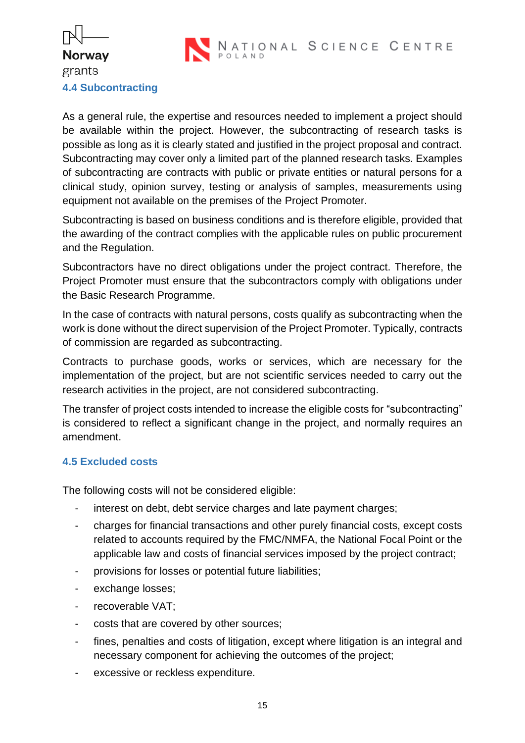### 4.4 Subcontracting

As a general rule, the expertise and resources needed to implement a project should be available within the project. However, the subcontracting of research tasks is possible as long as it is clearly stated and justified in the project proposal and contract. Subcontracting may cover only a limited part of the planned research tasks. Examples of subcontracting are contracts with public or private entities or natural persons for a clinical study, opinion survey, testing or analysis of samples, measurements using equipment not available on the premises of the Project Promoter.

Subcontracting is based on business conditions and is therefore eligible, provided that the awarding of the contract complies with the applicable rules on public procurement and the Regulation.

Subcontractors have no direct obligations under the project contract. Therefore, the Project Promoter must ensure that the subcontractors comply with obligations under the Basic Research Programme.

In the case of contracts with natural persons, costs qualify as subcontracting when the work is done without the direct supervision of the Project Promoter. Typically, contracts of commission are regarded as subcontracting.

Contracts to purchase goods, works or services, which are necessary for the implementation of the project, but are not scientific services needed to carry out the research activities in the project, are not considered subcontracting.

The transfer of project costs intended to increase the eligible costs for "subcontracting" is considered to reflect a significant change in the project, and normally requires an amendment.

### 4.5 Excluded costs

The following costs will not be considered eligible:

- interest on debt, debt service charges and late payment charges;
- charges for financial transactions and other purely financial costs, except costs related to accounts required by the FMC/NMFA, the National Focal Point or the applicable law and costs of financial services imposed by the project contract;
- provisions for losses or potential future liabilities;
- exchange losses;
- recoverable VAT;
- costs that are covered by other sources;
- fines, penalties and costs of litigation, except where litigation is an integral and necessary component for achieving the outcomes of the project;
- excessive or reckless expenditure.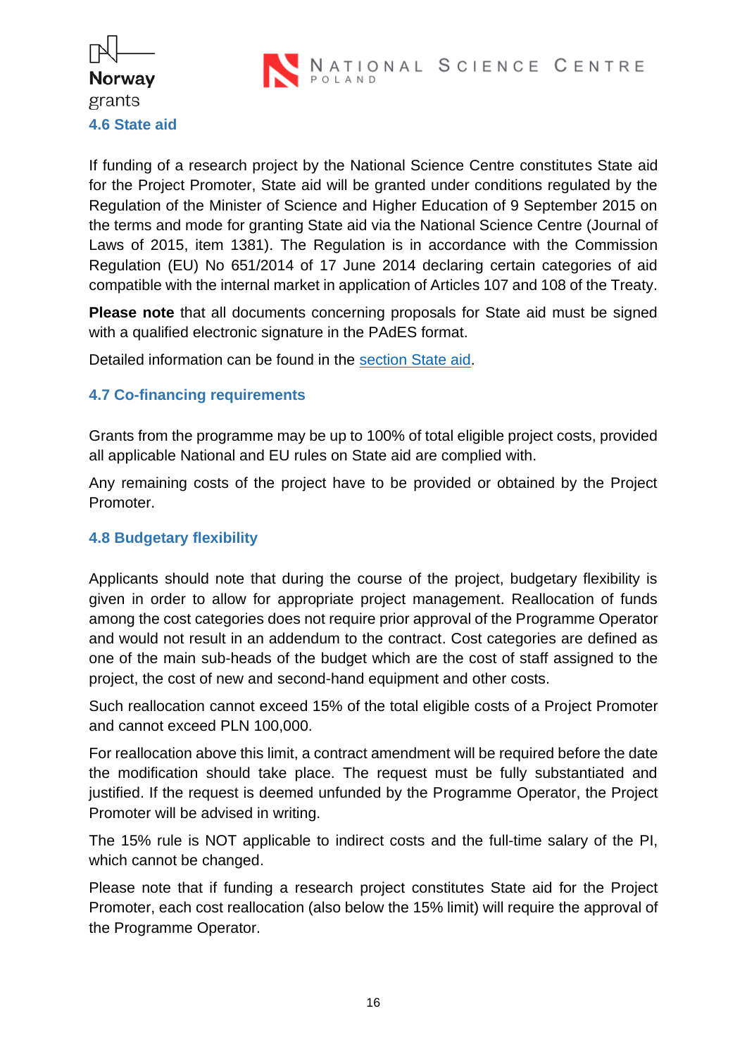### 4.6 State aid

If funding of a research project by the National Science Centre constitutes State aid for the Project Promoter, State aid will be granted under conditions regulated by the Regulation of the Minister of Science and Higher Education of 9 September 2015 on the terms and mode for granting State aid via the National Science Centre (Journal of Laws of 2015, item 1381). The Regulation is in accordance with the Commission Regulation (EU) No 651/2014 of 17 June 2014 declaring certain categories of aid compatible with the internal market in application of Articles 107 and 108 of the Treaty.

**Please note** that all documents concerning proposals for State aid must be signed with a qualified electronic signature in the PAdES format.

Detailed information can be found in the section State aid.

### 4.7 Co-financing requirements

Grants from the programme may be up to 100% of total eligible project costs, provided all applicable National and EU rules on State aid are complied with.

Any remaining costs of the project have to be provided or obtained by the Project Promoter.

### 4.8 Budgetary flexibility

Applicants should note that during the course of the project, budgetary flexibility is given in order to allow for appropriate project management. Reallocation of funds among the cost categories does not require prior approval of the Programme Operator and would not result in an addendum to the contract. Cost categories are defined as one of the main sub-heads of the budget which are the cost of staff assigned to the project, the cost of new and second-hand equipment and other costs.

Such reallocation cannot exceed 15% of the total eligible costs of a Project Promoter and cannot exceed PLN 100,000.

For reallocation above this limit, a contract amendment will be required before the date the modification should take place. The request must be fully substantiated and justified. If the request is deemed unfunded by the Programme Operator, the Project Promoter will be advised in writing.

The 15% rule is NOT applicable to indirect costs and the full-time salary of the PI, which cannot be changed.

Please note that if funding a research project constitutes State aid for the Project Promoter, each cost reallocation (also below the 15% limit) will require the approval of the Programme Operator.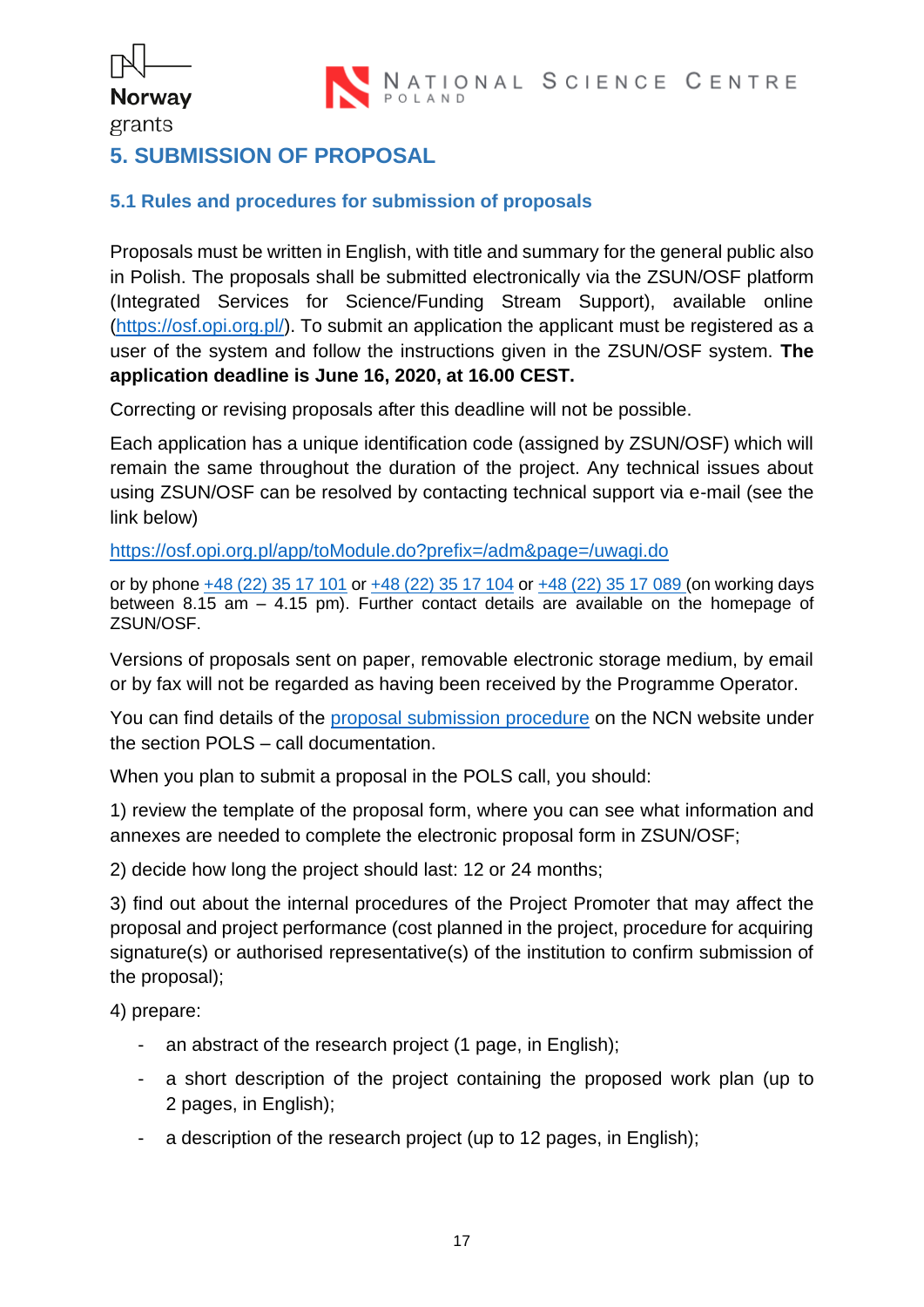## 5. SUBMISSION OF PROPOSAL

### 5.1 Rules and procedures for submission of proposals

Proposals must be written in English, with title and summary for the general public also in Polish. The proposals shall be submitted electronically via the ZSUN/OSF platform (Integrated Services for Science/Funding Stream Support), available online (https://osf.opi.org.pl/). To submit an application the applicant must be registered as a user of the system and follow the instructions given in the ZSUN/OSF system. **The application deadline is June 16, 2020, at 16.00 CEST.**

Correcting or revising proposals after this deadline will not be possible.

Each application has a unique identification code (assigned by ZSUN/OSF) which will remain the same throughout the duration of the project. Any technical issues about using ZSUN/OSF can be resolved by contacting technical support via e-mail (see the link below)

https://osf.opi.org.pl/app/toModule.do?prefix=/adm&page=/uwagi.do

or by phone +48 (22) 35 17 101 or +48 (22) 35 17 104 or +48 (22) 35 17 089 (on working days between 8.15 am – 4.15 pm). Further contact details are available on the homepage of ZSUN/OSF.

Versions of proposals sent on paper, removable electronic storage medium, by email or by fax will not be regarded as having been received by the Programme Operator.

You can find details of the proposal submission procedure on the NCN website under the section POLS – call documentation.

When you plan to submit a proposal in the POLS call, you should:

1) review the template of the proposal form, where you can see what information and annexes are needed to complete the electronic proposal form in ZSUN/OSF;

2) decide how long the project should last: 12 or 24 months;

3) find out about the internal procedures of the Project Promoter that may affect the proposal and project performance (cost planned in the project, procedure for acquiring signature(s) or authorised representative(s) of the institution to confirm submission of the proposal);

4) prepare:

- an abstract of the research project (1 page, in English);
- a short description of the project containing the proposed work plan (up to 2 pages, in English);
- a description of the research project (up to 12 pages, in English);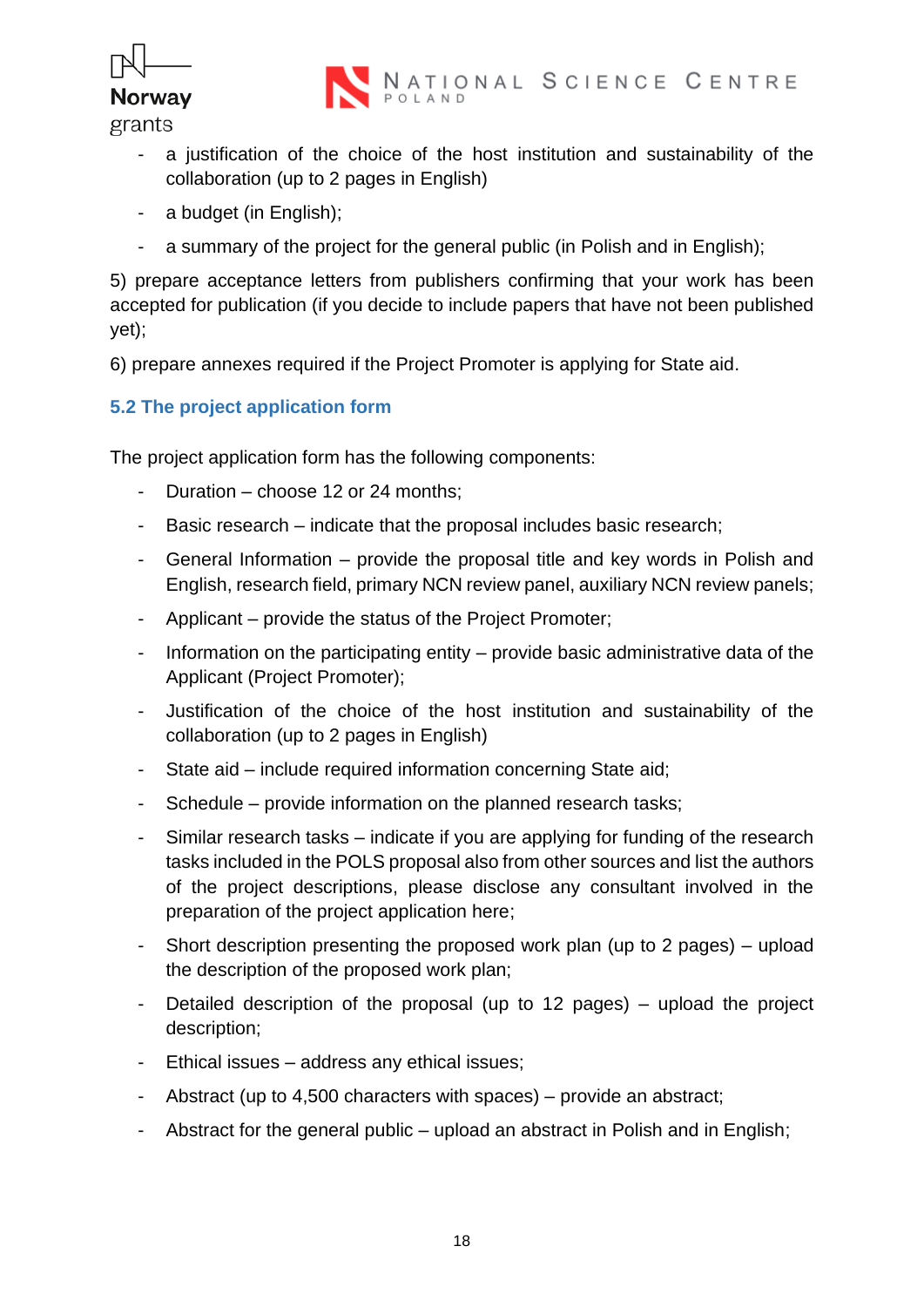- a justification of the choice of the host institution and sustainability of the collaboration (up to 2 pages in English)
- a budget (in English);
- a summary of the project for the general public (in Polish and in English);

5) prepare acceptance letters from publishers confirming that your work has been accepted for publication (if you decide to include papers that have not been published yet);

6) prepare annexes required if the Project Promoter is applying for State aid.

### 5.2 The project application form

The project application form has the following components:

- Duration – choose 12 or 24 months;
- Basic research – indicate that the proposal includes basic research;
- General Information – provide the proposal title and key words in Polish and English, research field, primary NCN review panel, auxiliary NCN review panels;
- Applicant – provide the status of the Project Promoter;
- Information on the participating entity – provide basic administrative data of the Applicant (Project Promoter);
- Justification of the choice of the host institution and sustainability of the collaboration (up to 2 pages in English)
- State aid – include required information concerning State aid;
- Schedule – provide information on the planned research tasks;
- Similar research tasks – indicate if you are applying for funding of the research tasks included in the POLS proposal also from other sources and list the authors of the project descriptions, please disclose any consultant involved in the preparation of the project application here;
- Short description presenting the proposed work plan (up to 2 pages) – upload the description of the proposed work plan;
- Detailed description of the proposal (up to 12 pages) – upload the project description;
- Ethical issues – address any ethical issues;
- Abstract (up to 4,500 characters with spaces) – provide an abstract;
- Abstract for the general public – upload an abstract in Polish and in English;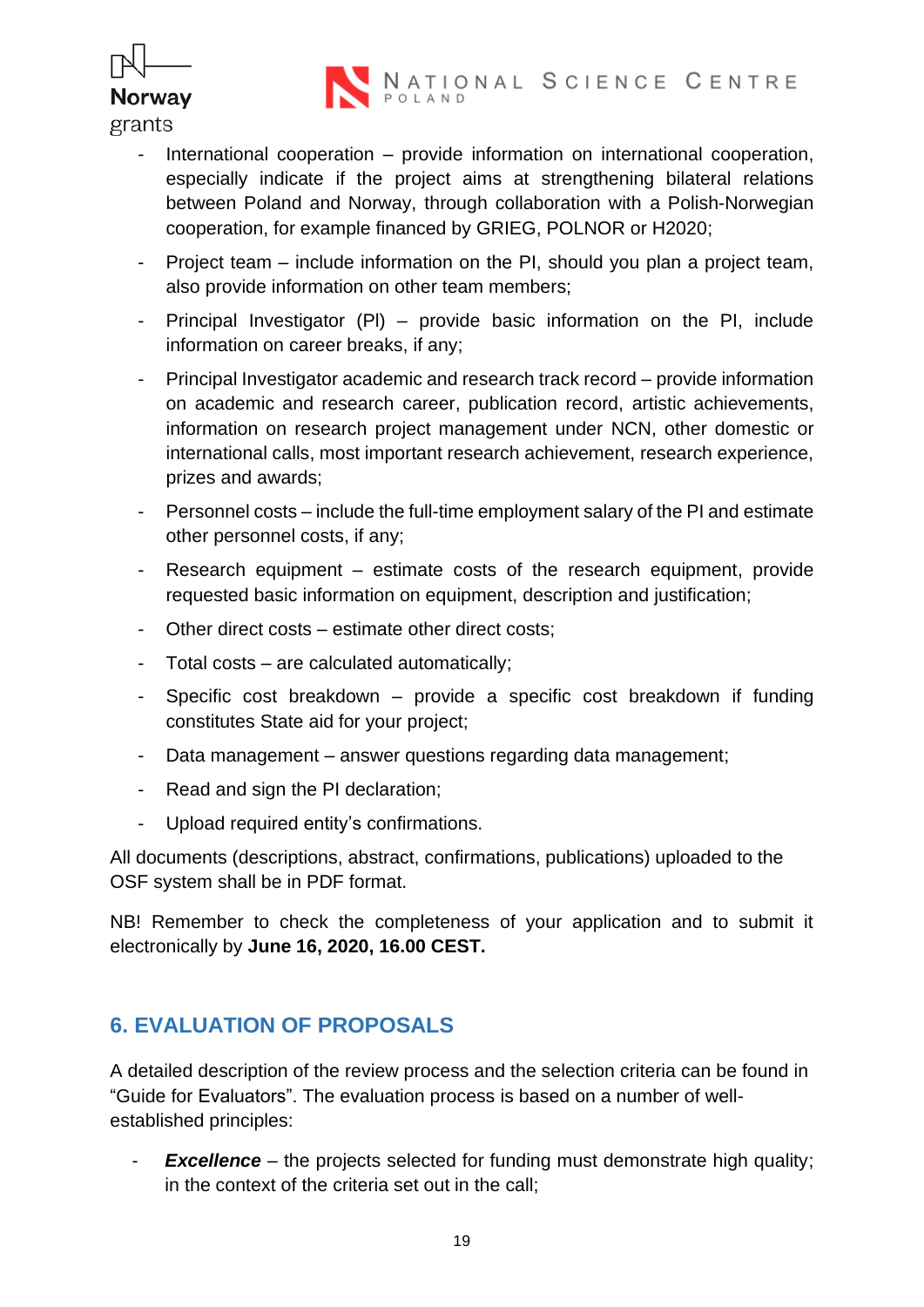- International cooperation – provide information on international cooperation, especially indicate if the project aims at strengthening bilateral relations between Poland and Norway, through collaboration with a Polish-Norwegian cooperation, for example financed by GRIEG, POLNOR or H2020;
- Project team – include information on the PI, should you plan a project team, also provide information on other team members;
- Principal Investigator (PI) – provide basic information on the PI, include information on career breaks, if any;
- Principal Investigator academic and research track record – provide information on academic and research career, publication record, artistic achievements, information on research project management under NCN, other domestic or international calls, most important research achievement, research experience, prizes and awards;
- Personnel costs – include the full-time employment salary of the PI and estimate other personnel costs, if any;
- Research equipment – estimate costs of the research equipment, provide requested basic information on equipment, description and justification;
- Other direct costs – estimate other direct costs;
- Total costs – are calculated automatically;
- Specific cost breakdown – provide a specific cost breakdown if funding constitutes State aid for your project;
- Data management – answer questions regarding data management;
- Read and sign the PI declaration;
- Upload required entity's confirmations.

All documents (descriptions, abstract, confirmations, publications) uploaded to the OSF system shall be in PDF format.

NB! Remember to check the completeness of your application and to submit it electronically by **June 16, 2020, 16.00 CEST.**

## 6. EVALUATION OF PROPOSALS

A detailed description of the review process and the selection criteria can be found in "Guide for Evaluators". The evaluation process is based on a number of well-established principles:

- ***Excellence*** – the projects selected for funding must demonstrate high quality; in the context of the criteria set out in the call;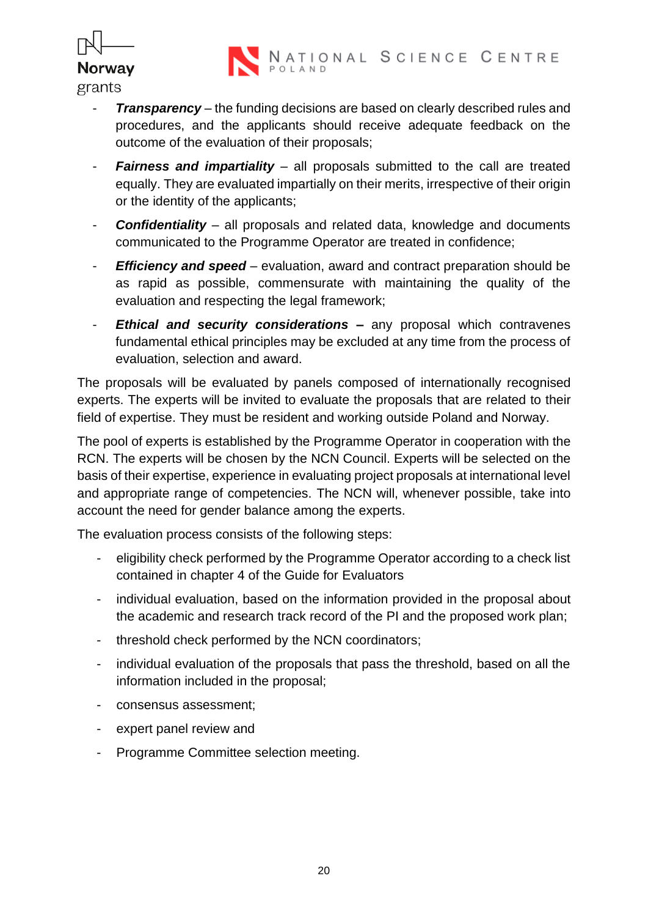- ***Transparency*** – the funding decisions are based on clearly described rules and procedures, and the applicants should receive adequate feedback on the outcome of the evaluation of their proposals;
- ***Fairness and impartiality*** – all proposals submitted to the call are treated equally. They are evaluated impartially on their merits, irrespective of their origin or the identity of the applicants;
- ***Confidentiality*** – all proposals and related data, knowledge and documents communicated to the Programme Operator are treated in confidence;
- ***Efficiency and speed*** – evaluation, award and contract preparation should be as rapid as possible, commensurate with maintaining the quality of the evaluation and respecting the legal framework;
- ***Ethical and security considerations*** **–** any proposal which contravenes fundamental ethical principles may be excluded at any time from the process of evaluation, selection and award.

The proposals will be evaluated by panels composed of internationally recognised experts. The experts will be invited to evaluate the proposals that are related to their field of expertise. They must be resident and working outside Poland and Norway.

The pool of experts is established by the Programme Operator in cooperation with the RCN. The experts will be chosen by the NCN Council. Experts will be selected on the basis of their expertise, experience in evaluating project proposals at international level and appropriate range of competencies. The NCN will, whenever possible, take into account the need for gender balance among the experts.

The evaluation process consists of the following steps:

- eligibility check performed by the Programme Operator according to a check list contained in chapter 4 of the Guide for Evaluators
- individual evaluation, based on the information provided in the proposal about the academic and research track record of the PI and the proposed work plan;
- threshold check performed by the NCN coordinators;
- individual evaluation of the proposals that pass the threshold, based on all the information included in the proposal;
- consensus assessment;
- expert panel review and
- Programme Committee selection meeting.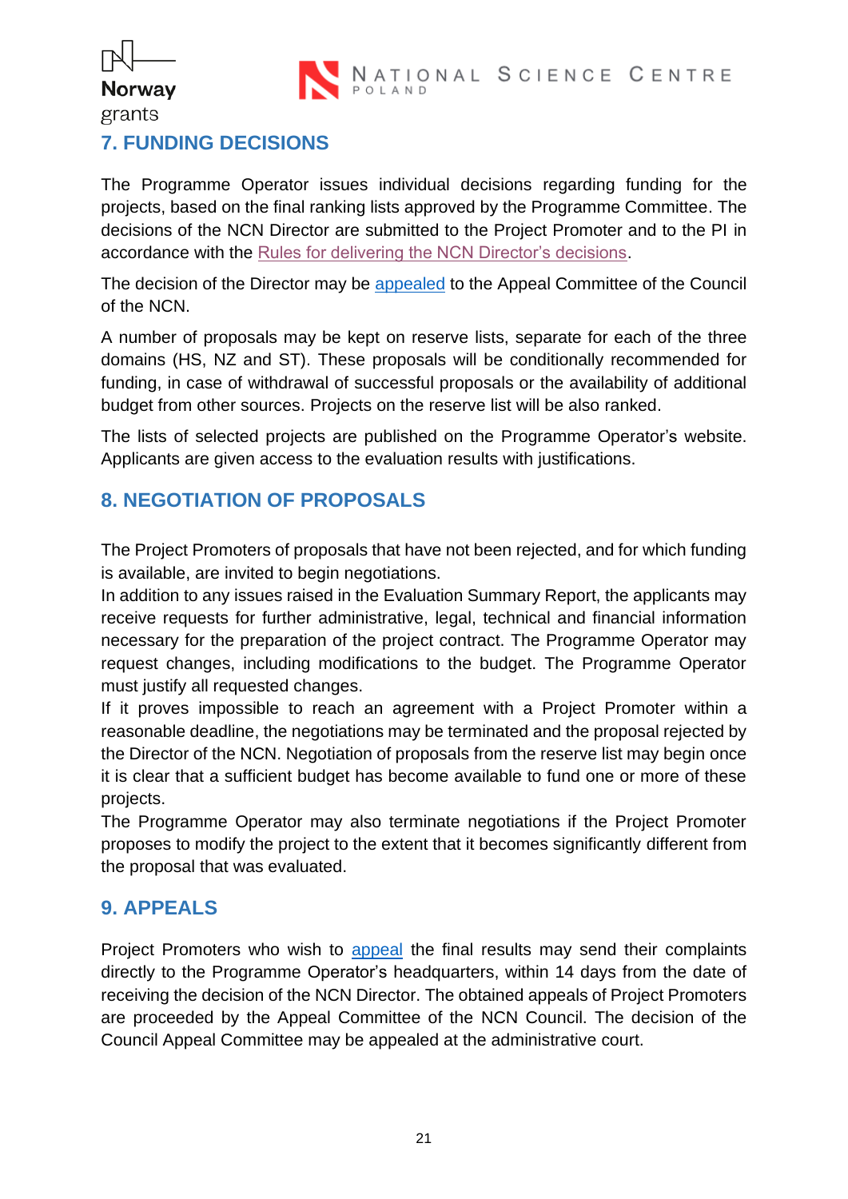## 7. FUNDING DECISIONS

The Programme Operator issues individual decisions regarding funding for the projects, based on the final ranking lists approved by the Programme Committee. The decisions of the NCN Director are submitted to the Project Promoter and to the PI in accordance with the Rules for delivering the NCN Director's decisions.

The decision of the Director may be appealed to the Appeal Committee of the Council of the NCN.

A number of proposals may be kept on reserve lists, separate for each of the three domains (HS, NZ and ST). These proposals will be conditionally recommended for funding, in case of withdrawal of successful proposals or the availability of additional budget from other sources. Projects on the reserve list will be also ranked.

The lists of selected projects are published on the Programme Operator's website. Applicants are given access to the evaluation results with justifications.

## 8. NEGOTIATION OF PROPOSALS

The Project Promoters of proposals that have not been rejected, and for which funding is available, are invited to begin negotiations.

In addition to any issues raised in the Evaluation Summary Report, the applicants may receive requests for further administrative, legal, technical and financial information necessary for the preparation of the project contract. The Programme Operator may request changes, including modifications to the budget. The Programme Operator must justify all requested changes.

If it proves impossible to reach an agreement with a Project Promoter within a reasonable deadline, the negotiations may be terminated and the proposal rejected by the Director of the NCN. Negotiation of proposals from the reserve list may begin once it is clear that a sufficient budget has become available to fund one or more of these projects.

The Programme Operator may also terminate negotiations if the Project Promoter proposes to modify the project to the extent that it becomes significantly different from the proposal that was evaluated.

## 9. APPEALS

Project Promoters who wish to appeal the final results may send their complaints directly to the Programme Operator's headquarters, within 14 days from the date of receiving the decision of the NCN Director. The obtained appeals of Project Promoters are proceeded by the Appeal Committee of the NCN Council. The decision of the Council Appeal Committee may be appealed at the administrative court.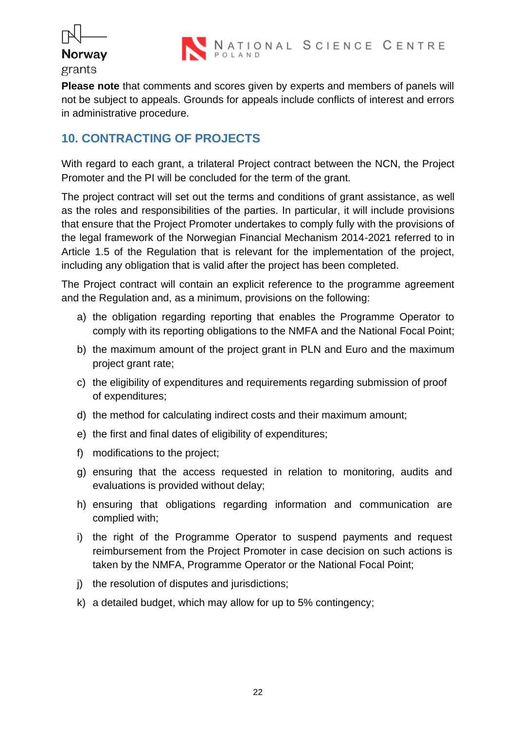**Please note** that comments and scores given by experts and members of panels will not be subject to appeals. Grounds for appeals include conflicts of interest and errors in administrative procedure.

## 10. CONTRACTING OF PROJECTS

With regard to each grant, a trilateral Project contract between the NCN, the Project Promoter and the PI will be concluded for the term of the grant.

The project contract will set out the terms and conditions of grant assistance, as well as the roles and responsibilities of the parties. In particular, it will include provisions that ensure that the Project Promoter undertakes to comply fully with the provisions of the legal framework of the Norwegian Financial Mechanism 2014-2021 referred to in Article 1.5 of the Regulation that is relevant for the implementation of the project, including any obligation that is valid after the project has been completed.

The Project contract will contain an explicit reference to the programme agreement and the Regulation and, as a minimum, provisions on the following:

a) the obligation regarding reporting that enables the Programme Operator to comply with its reporting obligations to the NMFA and the National Focal Point;
b) the maximum amount of the project grant in PLN and Euro and the maximum project grant rate;
c) the eligibility of expenditures and requirements regarding submission of proof of expenditures;
d) the method for calculating indirect costs and their maximum amount;
e) the first and final dates of eligibility of expenditures;
f) modifications to the project;
g) ensuring that the access requested in relation to monitoring, audits and evaluations is provided without delay;
h) ensuring that obligations regarding information and communication are complied with;
i) the right of the Programme Operator to suspend payments and request reimbursement from the Project Promoter in case decision on such actions is taken by the NMFA, Programme Operator or the National Focal Point;
j) the resolution of disputes and jurisdictions;
k) a detailed budget, which may allow for up to 5% contingency;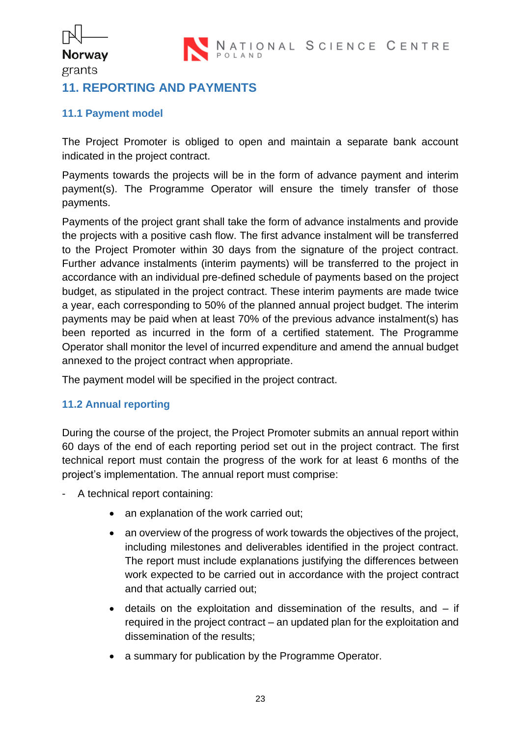## 11. REPORTING AND PAYMENTS

### 11.1 Payment model

The Project Promoter is obliged to open and maintain a separate bank account indicated in the project contract.

Payments towards the projects will be in the form of advance payment and interim payment(s). The Programme Operator will ensure the timely transfer of those payments.

Payments of the project grant shall take the form of advance instalments and provide the projects with a positive cash flow. The first advance instalment will be transferred to the Project Promoter within 30 days from the signature of the project contract. Further advance instalments (interim payments) will be transferred to the project in accordance with an individual pre-defined schedule of payments based on the project budget, as stipulated in the project contract. These interim payments are made twice a year, each corresponding to 50% of the planned annual project budget. The interim payments may be paid when at least 70% of the previous advance instalment(s) has been reported as incurred in the form of a certified statement. The Programme Operator shall monitor the level of incurred expenditure and amend the annual budget annexed to the project contract when appropriate.

The payment model will be specified in the project contract.

### 11.2 Annual reporting

During the course of the project, the Project Promoter submits an annual report within 60 days of the end of each reporting period set out in the project contract. The first technical report must contain the progress of the work for at least 6 months of the project's implementation. The annual report must comprise:

- A technical report containing:
    - an explanation of the work carried out;
    - an overview of the progress of work towards the objectives of the project, including milestones and deliverables identified in the project contract. The report must include explanations justifying the differences between work expected to be carried out in accordance with the project contract and that actually carried out;
    - details on the exploitation and dissemination of the results, and – if required in the project contract – an updated plan for the exploitation and dissemination of the results;
    - a summary for publication by the Programme Operator.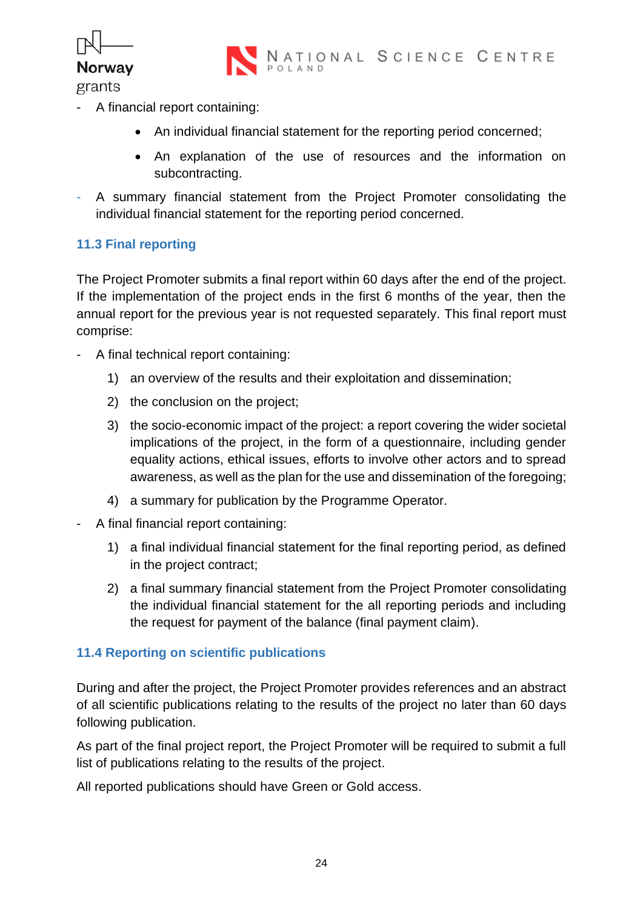- A financial report containing:
    - An individual financial statement for the reporting period concerned;
    - An explanation of the use of resources and the information on subcontracting.
- A summary financial statement from the Project Promoter consolidating the individual financial statement for the reporting period concerned.

### 11.3 Final reporting

The Project Promoter submits a final report within 60 days after the end of the project. If the implementation of the project ends in the first 6 months of the year, then the annual report for the previous year is not requested separately. This final report must comprise:

- A final technical report containing:
    1) an overview of the results and their exploitation and dissemination;
    2) the conclusion on the project;
    3) the socio-economic impact of the project: a report covering the wider societal implications of the project, in the form of a questionnaire, including gender equality actions, ethical issues, efforts to involve other actors and to spread awareness, as well as the plan for the use and dissemination of the foregoing;
    4) a summary for publication by the Programme Operator.
- A final financial report containing:
    1) a final individual financial statement for the final reporting period, as defined in the project contract;
    2) a final summary financial statement from the Project Promoter consolidating the individual financial statement for the all reporting periods and including the request for payment of the balance (final payment claim).

### 11.4 Reporting on scientific publications

During and after the project, the Project Promoter provides references and an abstract of all scientific publications relating to the results of the project no later than 60 days following publication.

As part of the final project report, the Project Promoter will be required to submit a full list of publications relating to the results of the project.

All reported publications should have Green or Gold access.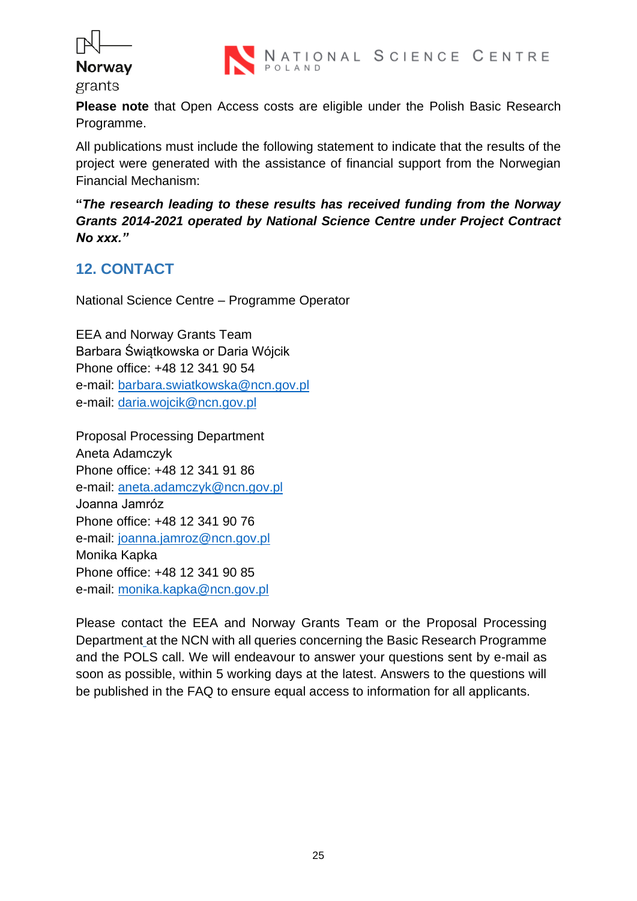**Please note** that Open Access costs are eligible under the Polish Basic Research Programme.

All publications must include the following statement to indicate that the results of the project were generated with the assistance of financial support from the Norwegian Financial Mechanism:

**"*The research leading to these results has received funding from the Norway Grants 2014-2021 operated by National Science Centre under Project Contract No xxx.*"**

## 12. CONTACT

National Science Centre – Programme Operator

EEA and Norway Grants Team
Barbara Świątkowska or Daria Wójcik
Phone office: +48 12 341 90 54
e-mail: barbara.swiatkowska@ncn.gov.pl
e-mail: daria.wojcik@ncn.gov.pl

Proposal Processing Department
Aneta Adamczyk
Phone office: +48 12 341 91 86
e-mail: aneta.adamczyk@ncn.gov.pl
Joanna Jamróz
Phone office: +48 12 341 90 76
e-mail: joanna.jamroz@ncn.gov.pl
Monika Kapka
Phone office: +48 12 341 90 85
e-mail: monika.kapka@ncn.gov.pl

Please contact the EEA and Norway Grants Team or the Proposal Processing Department at the NCN with all queries concerning the Basic Research Programme and the POLS call. We will endeavour to answer your questions sent by e-mail as soon as possible, within 5 working days at the latest. Answers to the questions will be published in the FAQ to ensure equal access to information for all applicants.